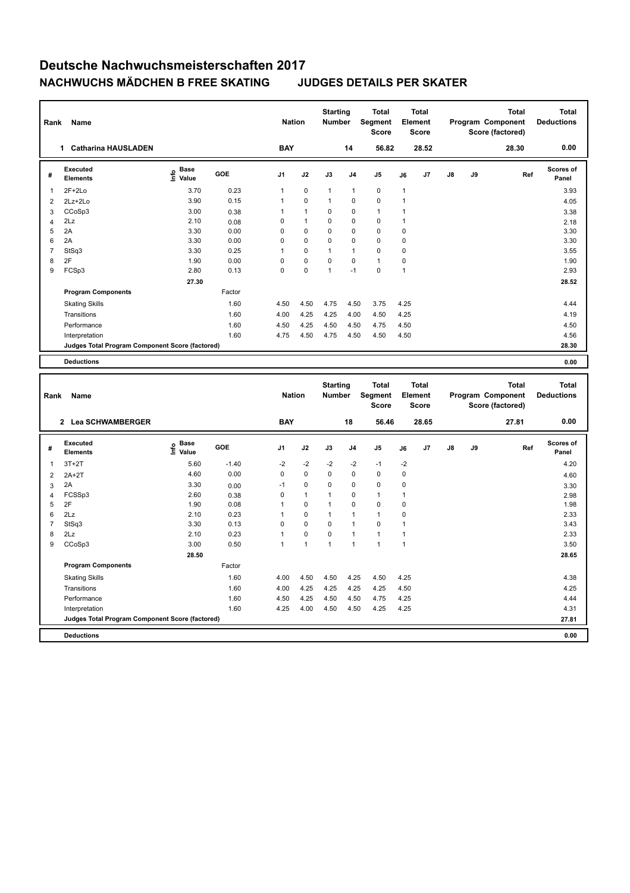# Deutsche Nachwuchsmeisterschaften 2017

## NACHWUCHS MÄDCHEN B FREE SKATING JUDGES DETAILS PER SKATER

| Rank | Name | Nation | Starting Number | Total Segment Score | Total Element Score | Total Program Component Score (factored) | Total Deductions |
|---|---|---|---|---|---|---|---|
| 1 | Catharina HAUSLADEN | BAY | 14 | 56.82 | 28.52 | 28.30 | 0.00 |

| # | Executed Elements | Info | Base Value | GOE | J1 | J2 | J3 | J4 | J5 | J6 | J7 | J8 | J9 | Ref | Scores of Panel |
|---|---|---|---|---|---|---|---|---|---|---|---|---|---|---|---|
| 1 | 2F+2Lo | | 3.70 | 0.23 | 1 | 0 | 1 | 1 | 0 | 1 | | | | | 3.93 |
| 2 | 2Lz+2Lo | | 3.90 | 0.15 | 1 | 0 | 1 | 0 | 0 | 1 | | | | | 4.05 |
| 3 | CCoSp3 | | 3.00 | 0.38 | 1 | 1 | 0 | 0 | 1 | 1 | | | | | 3.38 |
| 4 | 2Lz | | 2.10 | 0.08 | 0 | 1 | 0 | 0 | 0 | 1 | | | | | 2.18 |
| 5 | 2A | | 3.30 | 0.00 | 0 | 0 | 0 | 0 | 0 | 0 | | | | | 3.30 |
| 6 | 2A | | 3.30 | 0.00 | 0 | 0 | 0 | 0 | 0 | 0 | | | | | 3.30 |
| 7 | StSq3 | | 3.30 | 0.25 | 1 | 0 | 1 | 1 | 0 | 0 | | | | | 3.55 |
| 8 | 2F | | 1.90 | 0.00 | 0 | 0 | 0 | 0 | 1 | 0 | | | | | 1.90 |
| 9 | FCSp3 | | 2.80 | 0.13 | 0 | 0 | 1 | -1 | 0 | 1 | | | | | 2.93 |
| | | | 27.30 | | | | | | | | | | | | 28.52 |
| | **Program Components** | | | Factor | | | | | | | | | | | |
| | Skating Skills | | | 1.60 | 4.50 | 4.50 | 4.75 | 4.50 | 3.75 | 4.25 | | | | | 4.44 |
| | Transitions | | | 1.60 | 4.00 | 4.25 | 4.25 | 4.00 | 4.50 | 4.25 | | | | | 4.19 |
| | Performance | | | 1.60 | 4.50 | 4.25 | 4.50 | 4.50 | 4.75 | 4.50 | | | | | 4.50 |
| | Interpretation | | | 1.60 | 4.75 | 4.50 | 4.75 | 4.50 | 4.50 | 4.50 | | | | | 4.56 |
| | **Judges Total Program Component Score (factored)** | | | | | | | | | | | | | | 28.30 |
| | **Deductions** | | | | | | | | | | | | | | 0.00 |

| Rank | Name | Nation | Starting Number | Total Segment Score | Total Element Score | Total Program Component Score (factored) | Total Deductions |
|---|---|---|---|---|---|---|---|
| 2 | Lea SCHWAMBERGER | BAY | 18 | 56.46 | 28.65 | 27.81 | 0.00 |

| # | Executed Elements | Info | Base Value | GOE | J1 | J2 | J3 | J4 | J5 | J6 | J7 | J8 | J9 | Ref | Scores of Panel |
|---|---|---|---|---|---|---|---|---|---|---|---|---|---|---|---|
| 1 | 3T+2T | | 5.60 | -1.40 | -2 | -2 | -2 | -2 | -1 | -2 | | | | | 4.20 |
| 2 | 2A+2T | | 4.60 | 0.00 | 0 | 0 | 0 | 0 | 0 | 0 | | | | | 4.60 |
| 3 | 2A | | 3.30 | 0.00 | -1 | 0 | 0 | 0 | 0 | 0 | | | | | 3.30 |
| 4 | FCSSp3 | | 2.60 | 0.38 | 0 | 1 | 1 | 0 | 1 | 1 | | | | | 2.98 |
| 5 | 2F | | 1.90 | 0.08 | 1 | 0 | 1 | 0 | 0 | 0 | | | | | 1.98 |
| 6 | 2Lz | | 2.10 | 0.23 | 1 | 0 | 1 | 1 | 1 | 0 | | | | | 2.33 |
| 7 | StSq3 | | 3.30 | 0.13 | 0 | 0 | 0 | 1 | 0 | 1 | | | | | 3.43 |
| 8 | 2Lz | | 2.10 | 0.23 | 1 | 0 | 0 | 1 | 1 | 1 | | | | | 2.33 |
| 9 | CCoSp3 | | 3.00 | 0.50 | 1 | 1 | 1 | 1 | 1 | 1 | | | | | 3.50 |
| | | | 28.50 | | | | | | | | | | | | 28.65 |
| | **Program Components** | | | Factor | | | | | | | | | | | |
| | Skating Skills | | | 1.60 | 4.00 | 4.50 | 4.50 | 4.25 | 4.50 | 4.25 | | | | | 4.38 |
| | Transitions | | | 1.60 | 4.00 | 4.25 | 4.25 | 4.25 | 4.25 | 4.50 | | | | | 4.25 |
| | Performance | | | 1.60 | 4.50 | 4.25 | 4.50 | 4.50 | 4.75 | 4.25 | | | | | 4.44 |
| | Interpretation | | | 1.60 | 4.25 | 4.00 | 4.50 | 4.50 | 4.25 | 4.25 | | | | | 4.31 |
| | **Judges Total Program Component Score (factored)** | | | | | | | | | | | | | | 27.81 |
| | **Deductions** | | | | | | | | | | | | | | 0.00 |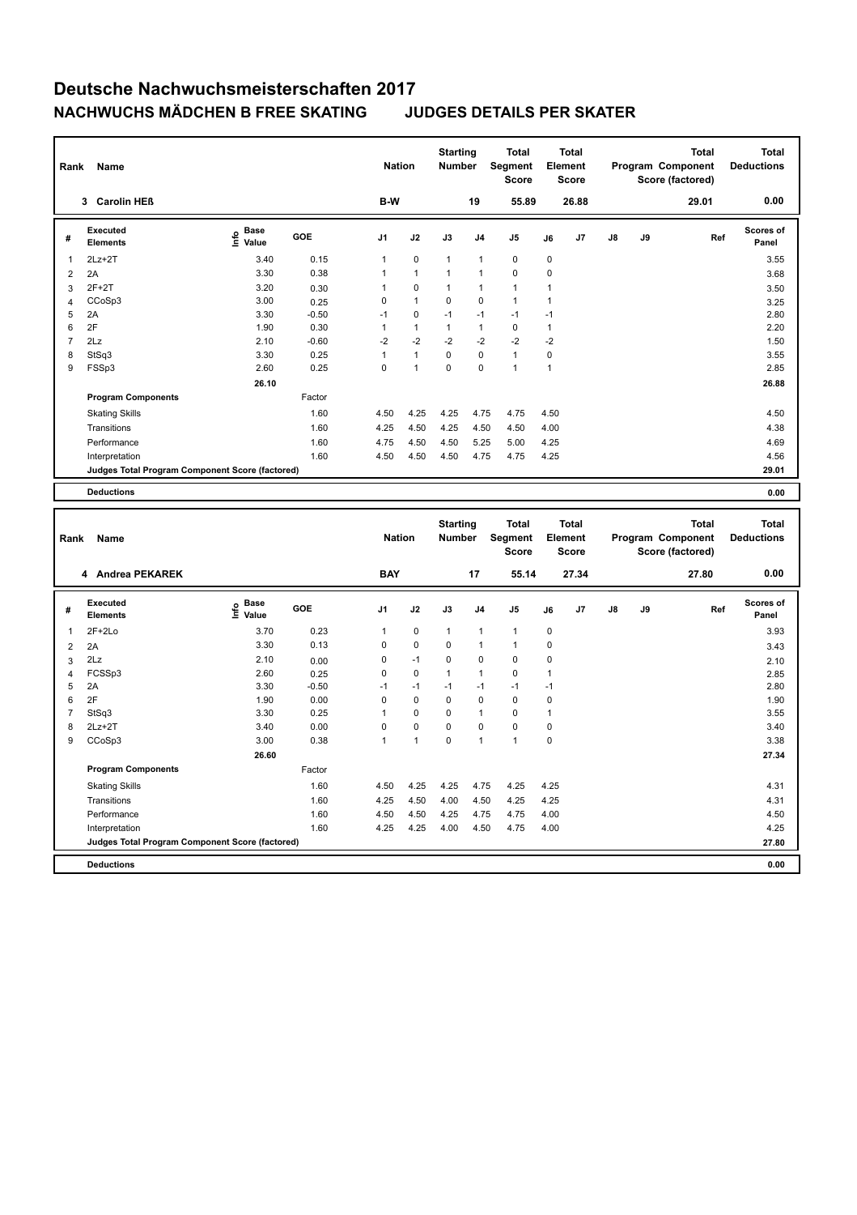# Deutsche Nachwuchsmeisterschaften 2017

## NACHWUCHS MÄDCHEN B FREE SKATING JUDGES DETAILS PER SKATER

| Rank | Name | Nation | Starting Number | Total Segment Score | Total Element Score | Total Program Component Score (factored) | Total Deductions |
|---|---|---|---|---|---|---|---|
| 3 | Carolin HEß | B-W | 19 | 55.89 | 26.88 | 29.01 | 0.00 |

| # | Executed Elements | Info | Base Value | GOE | J1 | J2 | J3 | J4 | J5 | J6 | J7 | J8 | J9 | Ref | Scores of Panel |
|---|---|---|---|---|---|---|---|---|---|---|---|---|---|---|---|
| 1 | 2Lz+2T | | 3.40 | 0.15 | 1 | 0 | 1 | 1 | 0 | 0 | | | | | 3.55 |
| 2 | 2A | | 3.30 | 0.38 | 1 | 1 | 1 | 1 | 0 | 0 | | | | | 3.68 |
| 3 | 2F+2T | | 3.20 | 0.30 | 1 | 0 | 1 | 1 | 1 | 1 | | | | | 3.50 |
| 4 | CCoSp3 | | 3.00 | 0.25 | 0 | 1 | 0 | 0 | 1 | 1 | | | | | 3.25 |
| 5 | 2A | | 3.30 | -0.50 | -1 | 0 | -1 | -1 | -1 | -1 | | | | | 2.80 |
| 6 | 2F | | 1.90 | 0.30 | 1 | 1 | 1 | 1 | 0 | 1 | | | | | 2.20 |
| 7 | 2Lz | | 2.10 | -0.60 | -2 | -2 | -2 | -2 | -2 | -2 | | | | | 1.50 |
| 8 | StSq3 | | 3.30 | 0.25 | 1 | 1 | 0 | 0 | 1 | 0 | | | | | 3.55 |
| 9 | FSSp3 | | 2.60 | 0.25 | 0 | 1 | 0 | 0 | 1 | 1 | | | | | 2.85 |
| | | | 26.10 | | | | | | | | | | | | 26.88 |
| | **Program Components** | | | Factor | | | | | | | | | | | |
| | Skating Skills | | | 1.60 | 4.50 | 4.25 | 4.25 | 4.75 | 4.75 | 4.50 | | | | | 4.50 |
| | Transitions | | | 1.60 | 4.25 | 4.50 | 4.25 | 4.50 | 4.50 | 4.00 | | | | | 4.38 |
| | Performance | | | 1.60 | 4.75 | 4.50 | 4.50 | 5.25 | 5.00 | 4.25 | | | | | 4.69 |
| | Interpretation | | | 1.60 | 4.50 | 4.50 | 4.50 | 4.75 | 4.75 | 4.25 | | | | | 4.56 |
| | **Judges Total Program Component Score (factored)** | | | | | | | | | | | | | | 29.01 |
| | **Deductions** | | | | | | | | | | | | | | 0.00 |

| Rank | Name | Nation | Starting Number | Total Segment Score | Total Element Score | Total Program Component Score (factored) | Total Deductions |
|---|---|---|---|---|---|---|---|
| 4 | Andrea PEKAREK | BAY | 17 | 55.14 | 27.34 | 27.80 | 0.00 |

| # | Executed Elements | Info | Base Value | GOE | J1 | J2 | J3 | J4 | J5 | J6 | J7 | J8 | J9 | Ref | Scores of Panel |
|---|---|---|---|---|---|---|---|---|---|---|---|---|---|---|---|
| 1 | 2F+2Lo | | 3.70 | 0.23 | 1 | 0 | 1 | 1 | 1 | 0 | | | | | 3.93 |
| 2 | 2A | | 3.30 | 0.13 | 0 | 0 | 0 | 1 | 1 | 0 | | | | | 3.43 |
| 3 | 2Lz | | 2.10 | 0.00 | 0 | -1 | 0 | 0 | 0 | 0 | | | | | 2.10 |
| 4 | FCSSp3 | | 2.60 | 0.25 | 0 | 0 | 1 | 1 | 0 | 1 | | | | | 2.85 |
| 5 | 2A | | 3.30 | -0.50 | -1 | -1 | -1 | -1 | -1 | -1 | | | | | 2.80 |
| 6 | 2F | | 1.90 | 0.00 | 0 | 0 | 0 | 0 | 0 | 0 | | | | | 1.90 |
| 7 | StSq3 | | 3.30 | 0.25 | 1 | 0 | 0 | 1 | 0 | 1 | | | | | 3.55 |
| 8 | 2Lz+2T | | 3.40 | 0.00 | 0 | 0 | 0 | 0 | 0 | 0 | | | | | 3.40 |
| 9 | CCoSp3 | | 3.00 | 0.38 | 1 | 1 | 0 | 1 | 1 | 0 | | | | | 3.38 |
| | | | 26.60 | | | | | | | | | | | | 27.34 |
| | **Program Components** | | | Factor | | | | | | | | | | | |
| | Skating Skills | | | 1.60 | 4.50 | 4.25 | 4.25 | 4.75 | 4.25 | 4.25 | | | | | 4.31 |
| | Transitions | | | 1.60 | 4.25 | 4.50 | 4.00 | 4.50 | 4.25 | 4.25 | | | | | 4.31 |
| | Performance | | | 1.60 | 4.50 | 4.50 | 4.25 | 4.75 | 4.75 | 4.00 | | | | | 4.50 |
| | Interpretation | | | 1.60 | 4.25 | 4.25 | 4.00 | 4.50 | 4.75 | 4.00 | | | | | 4.25 |
| | **Judges Total Program Component Score (factored)** | | | | | | | | | | | | | | 27.80 |
| | **Deductions** | | | | | | | | | | | | | | 0.00 |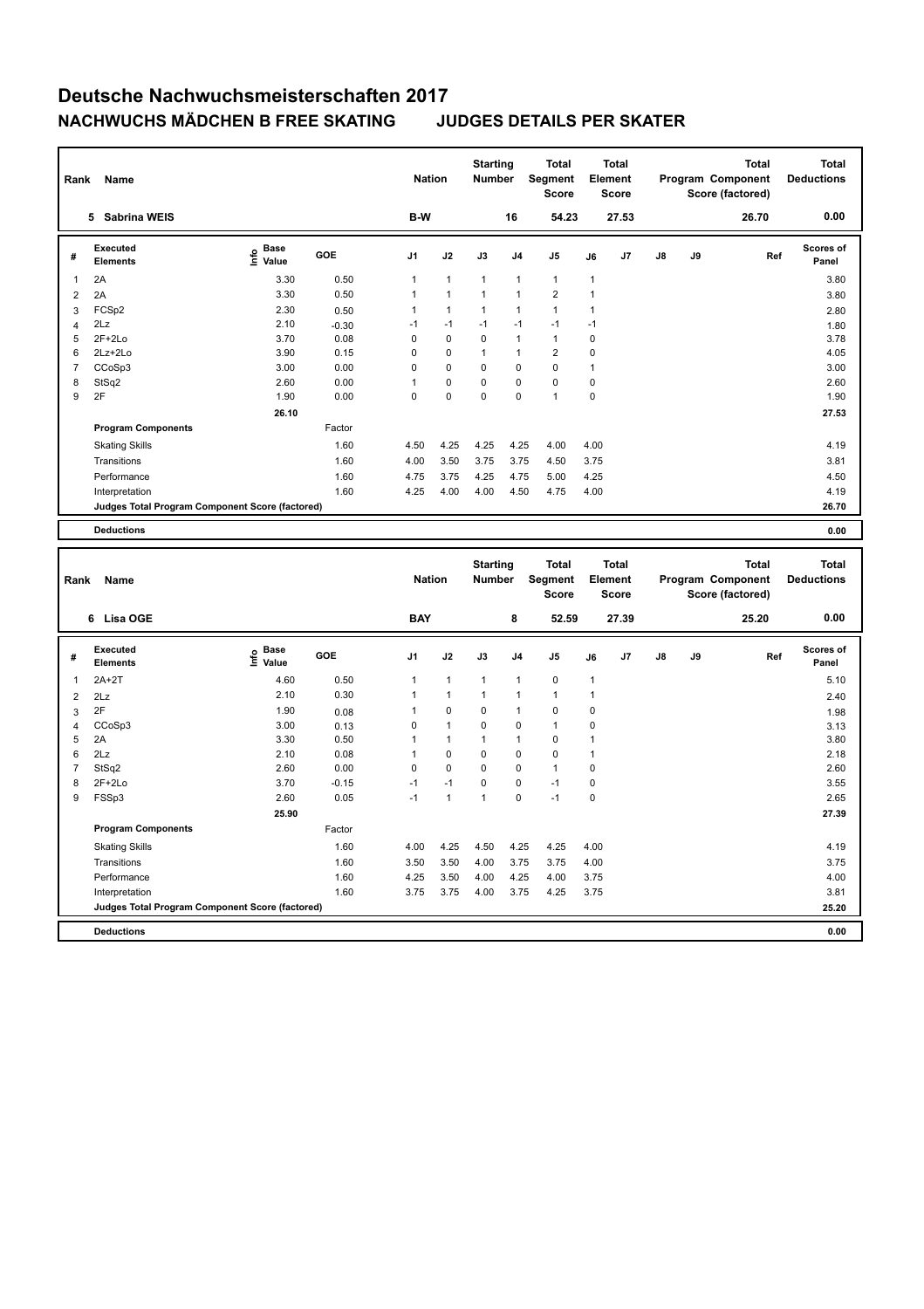# Deutsche Nachwuchsmeisterschaften 2017

## NACHWUCHS MÄDCHEN B FREE SKATING JUDGES DETAILS PER SKATER

| Rank | Name | Nation | Starting Number | Total Segment Score | Total Element Score | Total Program Component Score (factored) | Total Deductions |
|---|---|---|---|---|---|---|---|
| 5 | Sabrina WEIS | B-W | 16 | 54.23 | 27.53 | 26.70 | 0.00 |

| # | Executed Elements | Info | Base Value | GOE | J1 | J2 | J3 | J4 | J5 | J6 | J7 | J8 | J9 | Ref | Scores of Panel |
|---|---|---|---|---|---|---|---|---|---|---|---|---|---|---|---|
| 1 | 2A | | 3.30 | 0.50 | 1 | 1 | 1 | 1 | 1 | 1 | | | | | 3.80 |
| 2 | 2A | | 3.30 | 0.50 | 1 | 1 | 1 | 1 | 2 | 1 | | | | | 3.80 |
| 3 | FCSp2 | | 2.30 | 0.50 | 1 | 1 | 1 | 1 | 1 | 1 | | | | | 2.80 |
| 4 | 2Lz | | 2.10 | -0.30 | -1 | -1 | -1 | -1 | -1 | -1 | | | | | 1.80 |
| 5 | 2F+2Lo | | 3.70 | 0.08 | 0 | 0 | 0 | 1 | 1 | 0 | | | | | 3.78 |
| 6 | 2Lz+2Lo | | 3.90 | 0.15 | 0 | 0 | 1 | 1 | 2 | 0 | | | | | 4.05 |
| 7 | CCoSp3 | | 3.00 | 0.00 | 0 | 0 | 0 | 0 | 0 | 1 | | | | | 3.00 |
| 8 | StSq2 | | 2.60 | 0.00 | 1 | 0 | 0 | 0 | 0 | 0 | | | | | 2.60 |
| 9 | 2F | | 1.90 | 0.00 | 0 | 0 | 0 | 0 | 1 | 0 | | | | | 1.90 |
| | | | 26.10 | | | | | | | | | | | | 27.53 |
| | **Program Components** | | | Factor | | | | | | | | | | | |
| | Skating Skills | | | 1.60 | 4.50 | 4.25 | 4.25 | 4.25 | 4.00 | 4.00 | | | | | 4.19 |
| | Transitions | | | 1.60 | 4.00 | 3.50 | 3.75 | 3.75 | 4.50 | 3.75 | | | | | 3.81 |
| | Performance | | | 1.60 | 4.75 | 3.75 | 4.25 | 4.75 | 5.00 | 4.25 | | | | | 4.50 |
| | Interpretation | | | 1.60 | 4.25 | 4.00 | 4.00 | 4.50 | 4.75 | 4.00 | | | | | 4.19 |
| | **Judges Total Program Component Score (factored)** | | | | | | | | | | | | | | 26.70 |
| | **Deductions** | | | | | | | | | | | | | | 0.00 |

| Rank | Name | Nation | Starting Number | Total Segment Score | Total Element Score | Total Program Component Score (factored) | Total Deductions |
|---|---|---|---|---|---|---|---|
| 6 | Lisa OGE | BAY | 8 | 52.59 | 27.39 | 25.20 | 0.00 |

| # | Executed Elements | Info | Base Value | GOE | J1 | J2 | J3 | J4 | J5 | J6 | J7 | J8 | J9 | Ref | Scores of Panel |
|---|---|---|---|---|---|---|---|---|---|---|---|---|---|---|---|
| 1 | 2A+2T | | 4.60 | 0.50 | 1 | 1 | 1 | 1 | 0 | 1 | | | | | 5.10 |
| 2 | 2Lz | | 2.10 | 0.30 | 1 | 1 | 1 | 1 | 1 | 1 | | | | | 2.40 |
| 3 | 2F | | 1.90 | 0.08 | 1 | 0 | 0 | 1 | 0 | 0 | | | | | 1.98 |
| 4 | CCoSp3 | | 3.00 | 0.13 | 0 | 1 | 0 | 0 | 1 | 0 | | | | | 3.13 |
| 5 | 2A | | 3.30 | 0.50 | 1 | 1 | 1 | 1 | 0 | 1 | | | | | 3.80 |
| 6 | 2Lz | | 2.10 | 0.08 | 1 | 0 | 0 | 0 | 0 | 1 | | | | | 2.18 |
| 7 | StSq2 | | 2.60 | 0.00 | 0 | 0 | 0 | 0 | 1 | 0 | | | | | 2.60 |
| 8 | 2F+2Lo | | 3.70 | -0.15 | -1 | -1 | 0 | 0 | -1 | 0 | | | | | 3.55 |
| 9 | FSSp3 | | 2.60 | 0.05 | -1 | 1 | 1 | 0 | -1 | 0 | | | | | 2.65 |
| | | | 25.90 | | | | | | | | | | | | 27.39 |
| | **Program Components** | | | Factor | | | | | | | | | | | |
| | Skating Skills | | | 1.60 | 4.00 | 4.25 | 4.50 | 4.25 | 4.25 | 4.00 | | | | | 4.19 |
| | Transitions | | | 1.60 | 3.50 | 3.50 | 4.00 | 3.75 | 3.75 | 4.00 | | | | | 3.75 |
| | Performance | | | 1.60 | 4.25 | 3.50 | 4.00 | 4.25 | 4.00 | 3.75 | | | | | 4.00 |
| | Interpretation | | | 1.60 | 3.75 | 3.75 | 4.00 | 3.75 | 4.25 | 3.75 | | | | | 3.81 |
| | **Judges Total Program Component Score (factored)** | | | | | | | | | | | | | | 25.20 |
| | **Deductions** | | | | | | | | | | | | | | 0.00 |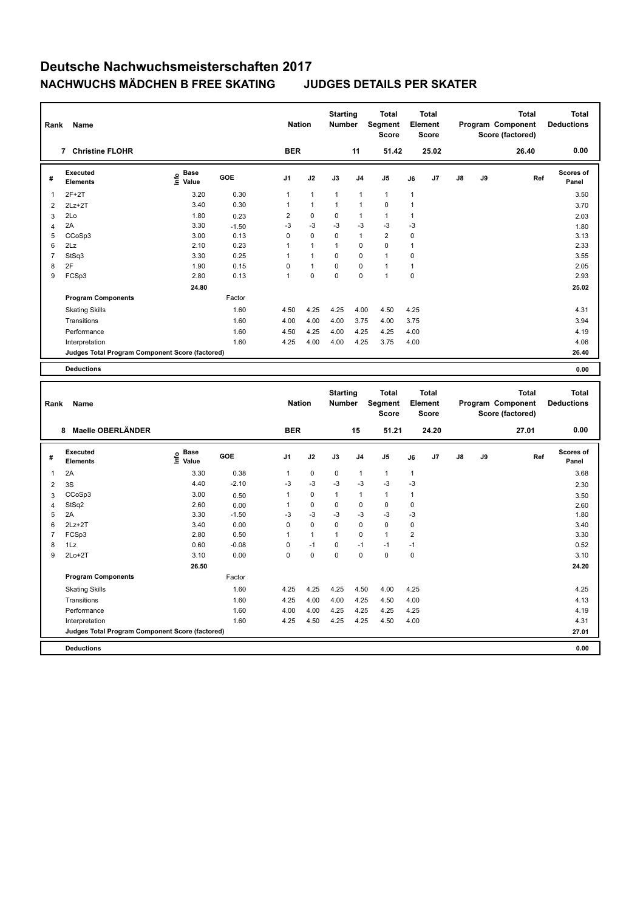# Deutsche Nachwuchsmeisterschaften 2017

## NACHWUCHS MÄDCHEN B FREE SKATING JUDGES DETAILS PER SKATER

| Rank | Name | Nation | Starting Number | Total Segment Score | Total Element Score | Total Program Component Score (factored) | Total Deductions |
|---|---|---|---|---|---|---|---|
| 7 | Christine FLOHR | BER | 11 | 51.42 | 25.02 | 26.40 | 0.00 |

| # | Executed Elements | Info | Base Value | GOE | J1 | J2 | J3 | J4 | J5 | J6 | J7 | J8 | J9 | Ref | Scores of Panel |
|---|---|---|---|---|---|---|---|---|---|---|---|---|---|---|---|
| 1 | 2F+2T | | 3.20 | 0.30 | 1 | 1 | 1 | 1 | 1 | 1 | | | | | 3.50 |
| 2 | 2Lz+2T | | 3.40 | 0.30 | 1 | 1 | 1 | 1 | 0 | 1 | | | | | 3.70 |
| 3 | 2Lo | | 1.80 | 0.23 | 2 | 0 | 0 | 1 | 1 | 1 | | | | | 2.03 |
| 4 | 2A | | 3.30 | -1.50 | -3 | -3 | -3 | -3 | -3 | -3 | | | | | 1.80 |
| 5 | CCoSp3 | | 3.00 | 0.13 | 0 | 0 | 0 | 1 | 2 | 0 | | | | | 3.13 |
| 6 | 2Lz | | 2.10 | 0.23 | 1 | 1 | 1 | 0 | 0 | 1 | | | | | 2.33 |
| 7 | StSq3 | | 3.30 | 0.25 | 1 | 1 | 0 | 0 | 1 | 0 | | | | | 3.55 |
| 8 | 2F | | 1.90 | 0.15 | 0 | 1 | 0 | 0 | 1 | 1 | | | | | 2.05 |
| 9 | FCSp3 | | 2.80 | 0.13 | 1 | 0 | 0 | 0 | 1 | 0 | | | | | 2.93 |
| | | | 24.80 | | | | | | | | | | | | 25.02 |
| | **Program Components** | | | Factor | | | | | | | | | | | |
| | Skating Skills | | | 1.60 | 4.50 | 4.25 | 4.25 | 4.00 | 4.50 | 4.25 | | | | | 4.31 |
| | Transitions | | | 1.60 | 4.00 | 4.00 | 4.00 | 3.75 | 4.00 | 3.75 | | | | | 3.94 |
| | Performance | | | 1.60 | 4.50 | 4.25 | 4.00 | 4.25 | 4.25 | 4.00 | | | | | 4.19 |
| | Interpretation | | | 1.60 | 4.25 | 4.00 | 4.00 | 4.25 | 3.75 | 4.00 | | | | | 4.06 |
| | **Judges Total Program Component Score (factored)** | | | | | | | | | | | | | | 26.40 |
| | **Deductions** | | | | | | | | | | | | | | 0.00 |

| Rank | Name | Nation | Starting Number | Total Segment Score | Total Element Score | Total Program Component Score (factored) | Total Deductions |
|---|---|---|---|---|---|---|---|
| 8 | Maelle OBERLÄNDER | BER | 15 | 51.21 | 24.20 | 27.01 | 0.00 |

| # | Executed Elements | Info | Base Value | GOE | J1 | J2 | J3 | J4 | J5 | J6 | J7 | J8 | J9 | Ref | Scores of Panel |
|---|---|---|---|---|---|---|---|---|---|---|---|---|---|---|---|
| 1 | 2A | | 3.30 | 0.38 | 1 | 0 | 0 | 1 | 1 | 1 | | | | | 3.68 |
| 2 | 3S | | 4.40 | -2.10 | -3 | -3 | -3 | -3 | -3 | -3 | | | | | 2.30 |
| 3 | CCoSp3 | | 3.00 | 0.50 | 1 | 0 | 1 | 1 | 1 | 1 | | | | | 3.50 |
| 4 | StSq2 | | 2.60 | 0.00 | 1 | 0 | 0 | 0 | 0 | 0 | | | | | 2.60 |
| 5 | 2A | | 3.30 | -1.50 | -3 | -3 | -3 | -3 | -3 | -3 | | | | | 1.80 |
| 6 | 2Lz+2T | | 3.40 | 0.00 | 0 | 0 | 0 | 0 | 0 | 0 | | | | | 3.40 |
| 7 | FCSp3 | | 2.80 | 0.50 | 1 | 1 | 1 | 0 | 1 | 2 | | | | | 3.30 |
| 8 | 1Lz | | 0.60 | -0.08 | 0 | -1 | 0 | -1 | -1 | -1 | | | | | 0.52 |
| 9 | 2Lo+2T | | 3.10 | 0.00 | 0 | 0 | 0 | 0 | 0 | 0 | | | | | 3.10 |
| | | | 26.50 | | | | | | | | | | | | 24.20 |
| | **Program Components** | | | Factor | | | | | | | | | | | |
| | Skating Skills | | | 1.60 | 4.25 | 4.25 | 4.25 | 4.50 | 4.00 | 4.25 | | | | | 4.25 |
| | Transitions | | | 1.60 | 4.25 | 4.00 | 4.00 | 4.25 | 4.50 | 4.00 | | | | | 4.13 |
| | Performance | | | 1.60 | 4.00 | 4.00 | 4.25 | 4.25 | 4.25 | 4.25 | | | | | 4.19 |
| | Interpretation | | | 1.60 | 4.25 | 4.50 | 4.25 | 4.25 | 4.50 | 4.00 | | | | | 4.31 |
| | **Judges Total Program Component Score (factored)** | | | | | | | | | | | | | | 27.01 |
| | **Deductions** | | | | | | | | | | | | | | 0.00 |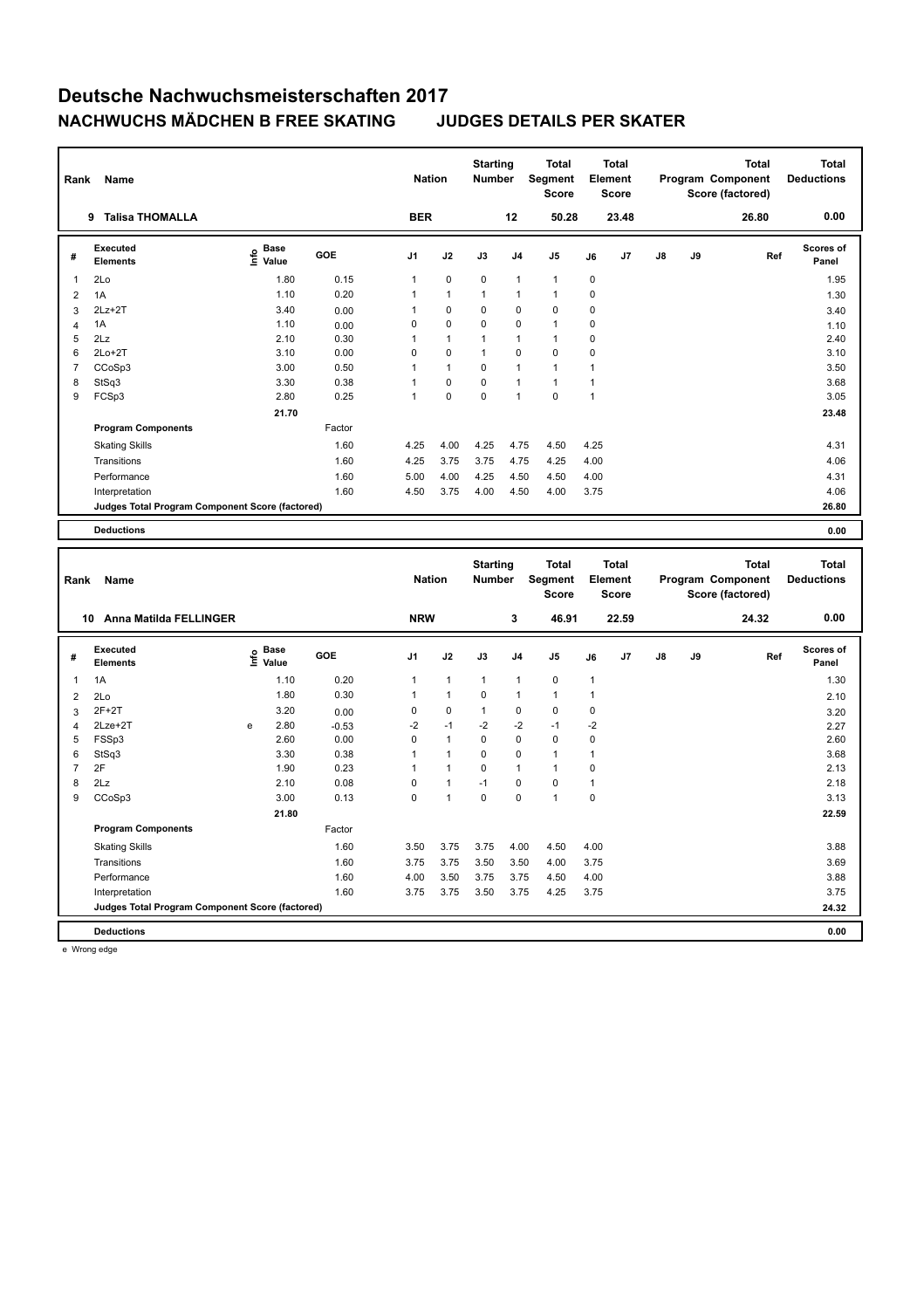# Deutsche Nachwuchsmeisterschaften 2017

## NACHWUCHS MÄDCHEN B FREE SKATING JUDGES DETAILS PER SKATER

| Rank | Name | Nation | Starting Number | Total Segment Score | Total Element Score | Total Program Component Score (factored) | Total Deductions |
|---|---|---|---|---|---|---|---|
| 9 | Talisa THOMALLA | BER | 12 | 50.28 | 23.48 | 26.80 | 0.00 |

| # | Executed Elements | Info | Base Value | GOE | J1 | J2 | J3 | J4 | J5 | J6 | J7 | J8 | J9 | Ref | Scores of Panel |
|---|---|---|---|---|---|---|---|---|---|---|---|---|---|---|---|
| 1 | 2Lo | | 1.80 | 0.15 | 1 | 0 | 0 | 1 | 1 | 0 | | | | | 1.95 |
| 2 | 1A | | 1.10 | 0.20 | 1 | 1 | 1 | 1 | 1 | 0 | | | | | 1.30 |
| 3 | 2Lz+2T | | 3.40 | 0.00 | 1 | 0 | 0 | 0 | 0 | 0 | | | | | 3.40 |
| 4 | 1A | | 1.10 | 0.00 | 0 | 0 | 0 | 0 | 1 | 0 | | | | | 1.10 |
| 5 | 2Lz | | 2.10 | 0.30 | 1 | 1 | 1 | 1 | 1 | 0 | | | | | 2.40 |
| 6 | 2Lo+2T | | 3.10 | 0.00 | 0 | 0 | 1 | 0 | 0 | 0 | | | | | 3.10 |
| 7 | CCoSp3 | | 3.00 | 0.50 | 1 | 1 | 0 | 1 | 1 | 1 | | | | | 3.50 |
| 8 | StSq3 | | 3.30 | 0.38 | 1 | 0 | 0 | 1 | 1 | 1 | | | | | 3.68 |
| 9 | FCSp3 | | 2.80 | 0.25 | 1 | 0 | 0 | 1 | 0 | 1 | | | | | 3.05 |
| | | | 21.70 | | | | | | | | | | | | 23.48 |
| | **Program Components** | | | Factor | | | | | | | | | | | |
| | Skating Skills | | | 1.60 | 4.25 | 4.00 | 4.25 | 4.75 | 4.50 | 4.25 | | | | | 4.31 |
| | Transitions | | | 1.60 | 4.25 | 3.75 | 3.75 | 4.75 | 4.25 | 4.00 | | | | | 4.06 |
| | Performance | | | 1.60 | 5.00 | 4.00 | 4.25 | 4.50 | 4.50 | 4.00 | | | | | 4.31 |
| | Interpretation | | | 1.60 | 4.50 | 3.75 | 4.00 | 4.50 | 4.00 | 3.75 | | | | | 4.06 |
| | **Judges Total Program Component Score (factored)** | | | | | | | | | | | | | | 26.80 |
| | **Deductions** | | | | | | | | | | | | | | 0.00 |

| Rank | Name | Nation | Starting Number | Total Segment Score | Total Element Score | Total Program Component Score (factored) | Total Deductions |
|---|---|---|---|---|---|---|---|
| 10 | Anna Matilda FELLINGER | NRW | 3 | 46.91 | 22.59 | 24.32 | 0.00 |

| # | Executed Elements | Info | Base Value | GOE | J1 | J2 | J3 | J4 | J5 | J6 | J7 | J8 | J9 | Ref | Scores of Panel |
|---|---|---|---|---|---|---|---|---|---|---|---|---|---|---|---|
| 1 | 1A | | 1.10 | 0.20 | 1 | 1 | 1 | 1 | 0 | 1 | | | | | 1.30 |
| 2 | 2Lo | | 1.80 | 0.30 | 1 | 1 | 0 | 1 | 1 | 1 | | | | | 2.10 |
| 3 | 2F+2T | | 3.20 | 0.00 | 0 | 0 | 1 | 0 | 0 | 0 | | | | | 3.20 |
| 4 | 2Lze+2T | e | 2.80 | -0.53 | -2 | -1 | -2 | -2 | -1 | -2 | | | | | 2.27 |
| 5 | FSSp3 | | 2.60 | 0.00 | 0 | 1 | 0 | 0 | 0 | 0 | | | | | 2.60 |
| 6 | StSq3 | | 3.30 | 0.38 | 1 | 1 | 0 | 0 | 1 | 1 | | | | | 3.68 |
| 7 | 2F | | 1.90 | 0.23 | 1 | 1 | 0 | 1 | 1 | 0 | | | | | 2.13 |
| 8 | 2Lz | | 2.10 | 0.08 | 0 | 1 | -1 | 0 | 0 | 1 | | | | | 2.18 |
| 9 | CCoSp3 | | 3.00 | 0.13 | 0 | 1 | 0 | 0 | 1 | 0 | | | | | 3.13 |
| | | | 21.80 | | | | | | | | | | | | 22.59 |
| | **Program Components** | | | Factor | | | | | | | | | | | |
| | Skating Skills | | | 1.60 | 3.50 | 3.75 | 3.75 | 4.00 | 4.50 | 4.00 | | | | | 3.88 |
| | Transitions | | | 1.60 | 3.75 | 3.75 | 3.50 | 3.50 | 4.00 | 3.75 | | | | | 3.69 |
| | Performance | | | 1.60 | 4.00 | 3.50 | 3.75 | 3.75 | 4.50 | 4.00 | | | | | 3.88 |
| | Interpretation | | | 1.60 | 3.75 | 3.75 | 3.50 | 3.75 | 4.25 | 3.75 | | | | | 3.75 |
| | **Judges Total Program Component Score (factored)** | | | | | | | | | | | | | | 24.32 |
| | **Deductions** | | | | | | | | | | | | | | 0.00 |

e Wrong edge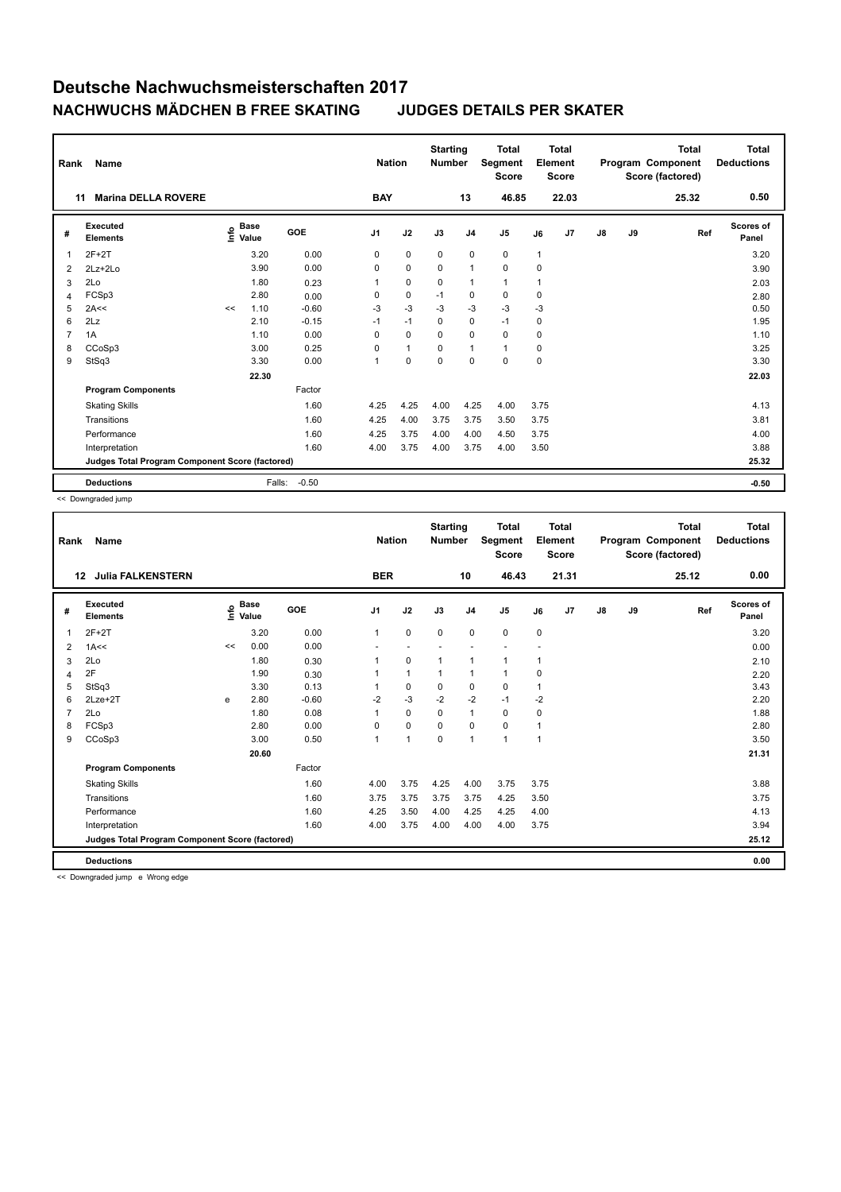# Deutsche Nachwuchsmeisterschaften 2017

## NACHWUCHS MÄDCHEN B FREE SKATING JUDGES DETAILS PER SKATER

| Rank | Name | Nation | Starting Number | Total Segment Score | Total Element Score | Total Program Component Score (factored) | Total Deductions |
|---|---|---|---|---|---|---|---|
| 11 | Marina DELLA ROVERE | BAY | 13 | 46.85 | 22.03 | 25.32 | 0.50 |

| # | Executed Elements | Info | Base Value | GOE | J1 | J2 | J3 | J4 | J5 | J6 | J7 | J8 | J9 | Ref | Scores of Panel |
|---|---|---|---|---|---|---|---|---|---|---|---|---|---|---|---|
| 1 | 2F+2T | | 3.20 | 0.00 | 0 | 0 | 0 | 0 | 0 | 1 | | | | | 3.20 |
| 2 | 2Lz+2Lo | | 3.90 | 0.00 | 0 | 0 | 0 | 1 | 0 | 0 | | | | | 3.90 |
| 3 | 2Lo | | 1.80 | 0.23 | 1 | 0 | 0 | 1 | 1 | 1 | | | | | 2.03 |
| 4 | FCSp3 | | 2.80 | 0.00 | 0 | 0 | -1 | 0 | 0 | 0 | | | | | 2.80 |
| 5 | 2A<< | << | 1.10 | -0.60 | -3 | -3 | -3 | -3 | -3 | -3 | | | | | 0.50 |
| 6 | 2Lz | | 2.10 | -0.15 | -1 | -1 | 0 | 0 | -1 | 0 | | | | | 1.95 |
| 7 | 1A | | 1.10 | 0.00 | 0 | 0 | 0 | 0 | 0 | 0 | | | | | 1.10 |
| 8 | CCoSp3 | | 3.00 | 0.25 | 0 | 1 | 0 | 1 | 1 | 0 | | | | | 3.25 |
| 9 | StSq3 | | 3.30 | 0.00 | 1 | 0 | 0 | 0 | 0 | 0 | | | | | 3.30 |
| | | | 22.30 | | | | | | | | | | | | 22.03 |
| | **Program Components** | | | Factor | | | | | | | | | | | |
| | Skating Skills | | | 1.60 | 4.25 | 4.25 | 4.00 | 4.25 | 4.00 | 3.75 | | | | | 4.13 |
| | Transitions | | | 1.60 | 4.25 | 4.00 | 3.75 | 3.75 | 3.50 | 3.75 | | | | | 3.81 |
| | Performance | | | 1.60 | 4.25 | 3.75 | 4.00 | 4.00 | 4.50 | 3.75 | | | | | 4.00 |
| | Interpretation | | | 1.60 | 4.00 | 3.75 | 4.00 | 3.75 | 4.00 | 3.50 | | | | | 3.88 |
| | **Judges Total Program Component Score (factored)** | | | | | | | | | | | | | | 25.32 |
| | **Deductions** | | Falls: | -0.50 | | | | | | | | | | | -0.50 |

<< Downgraded jump

| Rank | Name | Nation | Starting Number | Total Segment Score | Total Element Score | Total Program Component Score (factored) | Total Deductions |
|---|---|---|---|---|---|---|---|
| 12 | Julia FALKENSTERN | BER | 10 | 46.43 | 21.31 | 25.12 | 0.00 |

| # | Executed Elements | Info | Base Value | GOE | J1 | J2 | J3 | J4 | J5 | J6 | J7 | J8 | J9 | Ref | Scores of Panel |
|---|---|---|---|---|---|---|---|---|---|---|---|---|---|---|---|
| 1 | 2F+2T | | 3.20 | 0.00 | 1 | 0 | 0 | 0 | 0 | 0 | | | | | 3.20 |
| 2 | 1A<< | << | 0.00 | 0.00 | - | - | - | - | - | - | | | | | 0.00 |
| 3 | 2Lo | | 1.80 | 0.30 | 1 | 0 | 1 | 1 | 1 | 1 | | | | | 2.10 |
| 4 | 2F | | 1.90 | 0.30 | 1 | 1 | 1 | 1 | 1 | 0 | | | | | 2.20 |
| 5 | StSq3 | | 3.30 | 0.13 | 1 | 0 | 0 | 0 | 0 | 1 | | | | | 3.43 |
| 6 | 2Lze+2T | e | 2.80 | -0.60 | -2 | -3 | -2 | -2 | -1 | -2 | | | | | 2.20 |
| 7 | 2Lo | | 1.80 | 0.08 | 1 | 0 | 0 | 1 | 0 | 0 | | | | | 1.88 |
| 8 | FCSp3 | | 2.80 | 0.00 | 0 | 0 | 0 | 0 | 0 | 1 | | | | | 2.80 |
| 9 | CCoSp3 | | 3.00 | 0.50 | 1 | 1 | 0 | 1 | 1 | 1 | | | | | 3.50 |
| | | | 20.60 | | | | | | | | | | | | 21.31 |
| | **Program Components** | | | Factor | | | | | | | | | | | |
| | Skating Skills | | | 1.60 | 4.00 | 3.75 | 4.25 | 4.00 | 3.75 | 3.75 | | | | | 3.88 |
| | Transitions | | | 1.60 | 3.75 | 3.75 | 3.75 | 3.75 | 4.25 | 3.50 | | | | | 3.75 |
| | Performance | | | 1.60 | 4.25 | 3.50 | 4.00 | 4.25 | 4.25 | 4.00 | | | | | 4.13 |
| | Interpretation | | | 1.60 | 4.00 | 3.75 | 4.00 | 4.00 | 4.00 | 3.75 | | | | | 3.94 |
| | **Judges Total Program Component Score (factored)** | | | | | | | | | | | | | | 25.12 |
| | **Deductions** | | | | | | | | | | | | | | 0.00 |

<< Downgraded jump e Wrong edge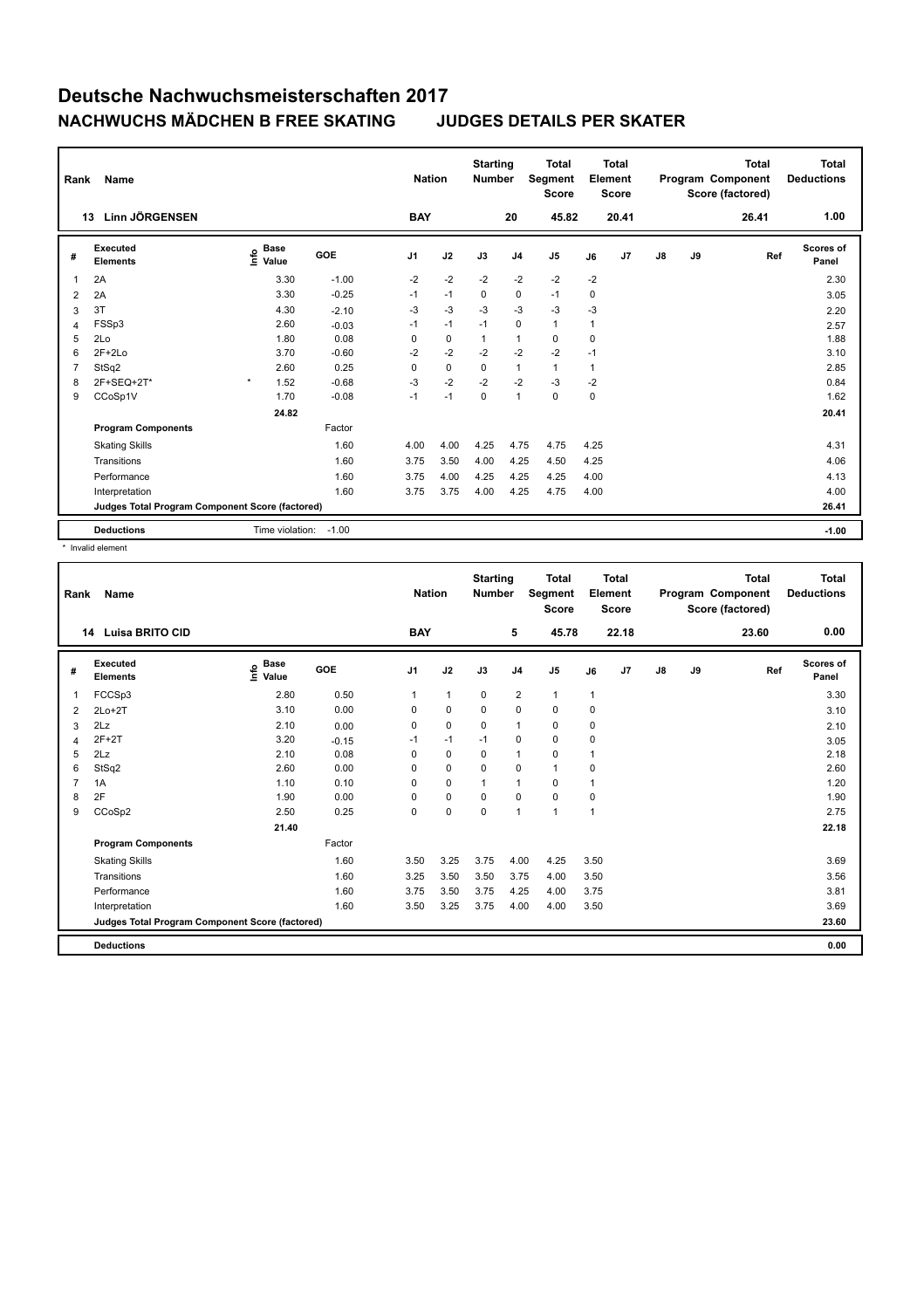# Deutsche Nachwuchsmeisterschaften 2017

## NACHWUCHS MÄDCHEN B FREE SKATING JUDGES DETAILS PER SKATER

| Rank | Name | Nation | Starting Number | Total Segment Score | Total Element Score | Total Program Component Score (factored) | Total Deductions |
|---|---|---|---|---|---|---|---|
| 13 | Linn JÖRGENSEN | BAY | 20 | 45.82 | 20.41 | 26.41 | 1.00 |

| # | Executed Elements | Info | Base Value | GOE | J1 | J2 | J3 | J4 | J5 | J6 | J7 | J8 | J9 | Ref | Scores of Panel |
|---|---|---|---|---|---|---|---|---|---|---|---|---|---|---|---|
| 1 | 2A | | 3.30 | -1.00 | -2 | -2 | -2 | -2 | -2 | -2 | | | | | 2.30 |
| 2 | 2A | | 3.30 | -0.25 | -1 | -1 | 0 | 0 | -1 | 0 | | | | | 3.05 |
| 3 | 3T | | 4.30 | -2.10 | -3 | -3 | -3 | -3 | -3 | -3 | | | | | 2.20 |
| 4 | FSSp3 | | 2.60 | -0.03 | -1 | -1 | -1 | 0 | 1 | 1 | | | | | 2.57 |
| 5 | 2Lo | | 1.80 | 0.08 | 0 | 0 | 1 | 1 | 0 | 0 | | | | | 1.88 |
| 6 | 2F+2Lo | | 3.70 | -0.60 | -2 | -2 | -2 | -2 | -2 | -1 | | | | | 3.10 |
| 7 | StSq2 | | 2.60 | 0.25 | 0 | 0 | 0 | 1 | 1 | 1 | | | | | 2.85 |
| 8 | 2F+SEQ+2T* | * | 1.52 | -0.68 | -3 | -2 | -2 | -2 | -3 | -2 | | | | | 0.84 |
| 9 | CCoSp1V | | 1.70 | -0.08 | -1 | -1 | 0 | 1 | 0 | 0 | | | | | 1.62 |
| | | | 24.82 | | | | | | | | | | | | 20.41 |
| | **Program Components** | | | Factor | | | | | | | | | | | |
| | Skating Skills | | | 1.60 | 4.00 | 4.00 | 4.25 | 4.75 | 4.75 | 4.25 | | | | | 4.31 |
| | Transitions | | | 1.60 | 3.75 | 3.50 | 4.00 | 4.25 | 4.50 | 4.25 | | | | | 4.06 |
| | Performance | | | 1.60 | 3.75 | 4.00 | 4.25 | 4.25 | 4.25 | 4.00 | | | | | 4.13 |
| | Interpretation | | | 1.60 | 3.75 | 3.75 | 4.00 | 4.25 | 4.75 | 4.00 | | | | | 4.00 |
| | **Judges Total Program Component Score (factored)** | | | | | | | | | | | | | | 26.41 |
| | **Deductions** | | Time violation: | -1.00 | | | | | | | | | | | -1.00 |

\* Invalid element

| Rank | Name | Nation | Starting Number | Total Segment Score | Total Element Score | Total Program Component Score (factored) | Total Deductions |
|---|---|---|---|---|---|---|---|
| 14 | Luisa BRITO CID | BAY | 5 | 45.78 | 22.18 | 23.60 | 0.00 |

| # | Executed Elements | Info | Base Value | GOE | J1 | J2 | J3 | J4 | J5 | J6 | J7 | J8 | J9 | Ref | Scores of Panel |
|---|---|---|---|---|---|---|---|---|---|---|---|---|---|---|---|
| 1 | FCCSp3 | | 2.80 | 0.50 | 1 | 1 | 0 | 2 | 1 | 1 | | | | | 3.30 |
| 2 | 2Lo+2T | | 3.10 | 0.00 | 0 | 0 | 0 | 0 | 0 | 0 | | | | | 3.10 |
| 3 | 2Lz | | 2.10 | 0.00 | 0 | 0 | 0 | 1 | 0 | 0 | | | | | 2.10 |
| 4 | 2F+2T | | 3.20 | -0.15 | -1 | -1 | -1 | 0 | 0 | 0 | | | | | 3.05 |
| 5 | 2Lz | | 2.10 | 0.08 | 0 | 0 | 0 | 1 | 0 | 1 | | | | | 2.18 |
| 6 | StSq2 | | 2.60 | 0.00 | 0 | 0 | 0 | 0 | 1 | 0 | | | | | 2.60 |
| 7 | 1A | | 1.10 | 0.10 | 0 | 0 | 1 | 1 | 0 | 1 | | | | | 1.20 |
| 8 | 2F | | 1.90 | 0.00 | 0 | 0 | 0 | 0 | 0 | 0 | | | | | 1.90 |
| 9 | CCoSp2 | | 2.50 | 0.25 | 0 | 0 | 0 | 1 | 1 | 1 | | | | | 2.75 |
| | | | 21.40 | | | | | | | | | | | | 22.18 |
| | **Program Components** | | | Factor | | | | | | | | | | | |
| | Skating Skills | | | 1.60 | 3.50 | 3.25 | 3.75 | 4.00 | 4.25 | 3.50 | | | | | 3.69 |
| | Transitions | | | 1.60 | 3.25 | 3.50 | 3.50 | 3.75 | 4.00 | 3.50 | | | | | 3.56 |
| | Performance | | | 1.60 | 3.75 | 3.50 | 3.75 | 4.25 | 4.00 | 3.75 | | | | | 3.81 |
| | Interpretation | | | 1.60 | 3.50 | 3.25 | 3.75 | 4.00 | 4.00 | 3.50 | | | | | 3.69 |
| | **Judges Total Program Component Score (factored)** | | | | | | | | | | | | | | 23.60 |
| | **Deductions** | | | | | | | | | | | | | | 0.00 |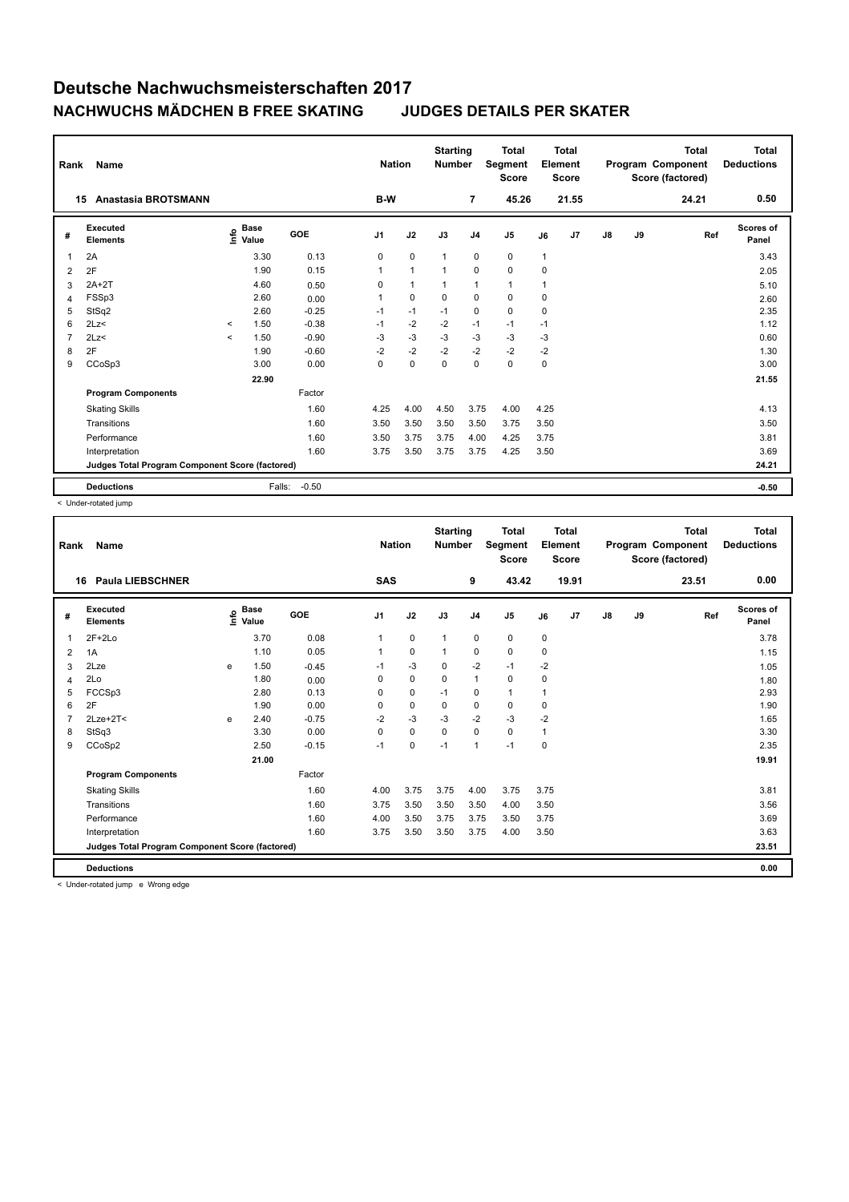# Deutsche Nachwuchsmeisterschaften 2017

## NACHWUCHS MÄDCHEN B FREE SKATING — JUDGES DETAILS PER SKATER

| Rank | Name | Nation | Starting Number | Total Segment Score | Total Element Score | Total Program Component Score (factored) | Total Deductions |
|---|---|---|---|---|---|---|---|
| 15 | Anastasia BROTSMANN | B-W | 7 | 45.26 | 21.55 | 24.21 | 0.50 |

| # | Executed Elements | Info | Base Value | GOE | J1 | J2 | J3 | J4 | J5 | J6 | J7 | J8 | J9 | Ref | Scores of Panel |
|---|---|---|---|---|---|---|---|---|---|---|---|---|---|---|---|
| 1 | 2A | | 3.30 | 0.13 | 0 | 0 | 1 | 0 | 0 | 1 | | | | | 3.43 |
| 2 | 2F | | 1.90 | 0.15 | 1 | 1 | 1 | 0 | 0 | 0 | | | | | 2.05 |
| 3 | 2A+2T | | 4.60 | 0.50 | 0 | 1 | 1 | 1 | 1 | 1 | | | | | 5.10 |
| 4 | FSSp3 | | 2.60 | 0.00 | 1 | 0 | 0 | 0 | 0 | 0 | | | | | 2.60 |
| 5 | StSq2 | | 2.60 | -0.25 | -1 | -1 | -1 | 0 | 0 | 0 | | | | | 2.35 |
| 6 | 2Lz< | < | 1.50 | -0.38 | -1 | -2 | -2 | -1 | -1 | -1 | | | | | 1.12 |
| 7 | 2Lz< | < | 1.50 | -0.90 | -3 | -3 | -3 | -3 | -3 | -3 | | | | | 0.60 |
| 8 | 2F | | 1.90 | -0.60 | -2 | -2 | -2 | -2 | -2 | -2 | | | | | 1.30 |
| 9 | CCoSp3 | | 3.00 | 0.00 | 0 | 0 | 0 | 0 | 0 | 0 | | | | | 3.00 |
| | | | 22.90 | | | | | | | | | | | | 21.55 |
| | **Program Components** | | | Factor | | | | | | | | | | | |
| | Skating Skills | | | 1.60 | 4.25 | 4.00 | 4.50 | 3.75 | 4.00 | 4.25 | | | | | 4.13 |
| | Transitions | | | 1.60 | 3.50 | 3.50 | 3.50 | 3.50 | 3.75 | 3.50 | | | | | 3.50 |
| | Performance | | | 1.60 | 3.50 | 3.75 | 3.75 | 4.00 | 4.25 | 3.75 | | | | | 3.81 |
| | Interpretation | | | 1.60 | 3.75 | 3.50 | 3.75 | 3.75 | 4.25 | 3.50 | | | | | 3.69 |
| | **Judges Total Program Component Score (factored)** | | | | | | | | | | | | | | 24.21 |
| | **Deductions** | | | Falls: -0.50 | | | | | | | | | | | -0.50 |

< Under-rotated jump

| Rank | Name | Nation | Starting Number | Total Segment Score | Total Element Score | Total Program Component Score (factored) | Total Deductions |
|---|---|---|---|---|---|---|---|
| 16 | Paula LIEBSCHNER | SAS | 9 | 43.42 | 19.91 | 23.51 | 0.00 |

| # | Executed Elements | Info | Base Value | GOE | J1 | J2 | J3 | J4 | J5 | J6 | J7 | J8 | J9 | Ref | Scores of Panel |
|---|---|---|---|---|---|---|---|---|---|---|---|---|---|---|---|
| 1 | 2F+2Lo | | 3.70 | 0.08 | 1 | 0 | 1 | 0 | 0 | 0 | | | | | 3.78 |
| 2 | 1A | | 1.10 | 0.05 | 1 | 0 | 1 | 0 | 0 | 0 | | | | | 1.15 |
| 3 | 2Lze | e | 1.50 | -0.45 | -1 | -3 | 0 | -2 | -1 | -2 | | | | | 1.05 |
| 4 | 2Lo | | 1.80 | 0.00 | 0 | 0 | 0 | 1 | 0 | 0 | | | | | 1.80 |
| 5 | FCCSp3 | | 2.80 | 0.13 | 0 | 0 | -1 | 0 | 1 | 1 | | | | | 2.93 |
| 6 | 2F | | 1.90 | 0.00 | 0 | 0 | 0 | 0 | 0 | 0 | | | | | 1.90 |
| 7 | 2Lze+2T< | e | 2.40 | -0.75 | -2 | -3 | -3 | -2 | -3 | -2 | | | | | 1.65 |
| 8 | StSq3 | | 3.30 | 0.00 | 0 | 0 | 0 | 0 | 0 | 1 | | | | | 3.30 |
| 9 | CCoSp2 | | 2.50 | -0.15 | -1 | 0 | -1 | 1 | -1 | 0 | | | | | 2.35 |
| | | | 21.00 | | | | | | | | | | | | 19.91 |
| | **Program Components** | | | Factor | | | | | | | | | | | |
| | Skating Skills | | | 1.60 | 4.00 | 3.75 | 3.75 | 4.00 | 3.75 | 3.75 | | | | | 3.81 |
| | Transitions | | | 1.60 | 3.75 | 3.50 | 3.50 | 3.50 | 4.00 | 3.50 | | | | | 3.56 |
| | Performance | | | 1.60 | 4.00 | 3.50 | 3.75 | 3.75 | 3.50 | 3.75 | | | | | 3.69 |
| | Interpretation | | | 1.60 | 3.75 | 3.50 | 3.50 | 3.75 | 4.00 | 3.50 | | | | | 3.63 |
| | **Judges Total Program Component Score (factored)** | | | | | | | | | | | | | | 23.51 |
| | **Deductions** | | | | | | | | | | | | | | 0.00 |

< Under-rotated jump e Wrong edge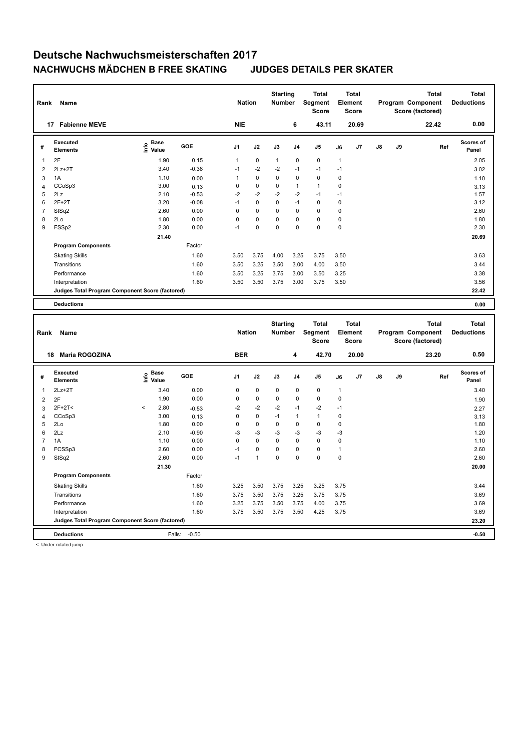# Deutsche Nachwuchsmeisterschaften 2017

## NACHWUCHS MÄDCHEN B FREE SKATING JUDGES DETAILS PER SKATER

| Rank | Name | Nation | Starting Number | Total Segment Score | Total Element Score | Total Program Component Score (factored) | Total Deductions |
|---|---|---|---|---|---|---|---|
| 17 | Fabienne MEVE | NIE | 6 | 43.11 | 20.69 | 22.42 | 0.00 |

| # | Executed Elements | Info | Base Value | GOE | J1 | J2 | J3 | J4 | J5 | J6 | J7 | J8 | J9 | Ref | Scores of Panel |
|---|---|---|---|---|---|---|---|---|---|---|---|---|---|---|---|
| 1 | 2F | | 1.90 | 0.15 | 1 | 0 | 1 | 0 | 0 | 1 | | | | | 2.05 |
| 2 | 2Lz+2T | | 3.40 | -0.38 | -1 | -2 | -2 | -1 | -1 | -1 | | | | | 3.02 |
| 3 | 1A | | 1.10 | 0.00 | 1 | 0 | 0 | 0 | 0 | 0 | | | | | 1.10 |
| 4 | CCoSp3 | | 3.00 | 0.13 | 0 | 0 | 0 | 1 | 1 | 0 | | | | | 3.13 |
| 5 | 2Lz | | 2.10 | -0.53 | -2 | -2 | -2 | -2 | -1 | -1 | | | | | 1.57 |
| 6 | 2F+2T | | 3.20 | -0.08 | -1 | 0 | 0 | -1 | 0 | 0 | | | | | 3.12 |
| 7 | StSq2 | | 2.60 | 0.00 | 0 | 0 | 0 | 0 | 0 | 0 | | | | | 2.60 |
| 8 | 2Lo | | 1.80 | 0.00 | 0 | 0 | 0 | 0 | 0 | 0 | | | | | 1.80 |
| 9 | FSSp2 | | 2.30 | 0.00 | -1 | 0 | 0 | 0 | 0 | 0 | | | | | 2.30 |
| | | | 21.40 | | | | | | | | | | | | 20.69 |
| | **Program Components** | | | Factor | | | | | | | | | | | |
| | Skating Skills | | | 1.60 | 3.50 | 3.75 | 4.00 | 3.25 | 3.75 | 3.50 | | | | | 3.63 |
| | Transitions | | | 1.60 | 3.50 | 3.25 | 3.50 | 3.00 | 4.00 | 3.50 | | | | | 3.44 |
| | Performance | | | 1.60 | 3.50 | 3.25 | 3.75 | 3.00 | 3.50 | 3.25 | | | | | 3.38 |
| | Interpretation | | | 1.60 | 3.50 | 3.50 | 3.75 | 3.00 | 3.75 | 3.50 | | | | | 3.56 |
| | **Judges Total Program Component Score (factored)** | | | | | | | | | | | | | | 22.42 |
| | **Deductions** | | | | | | | | | | | | | | 0.00 |

| Rank | Name | Nation | Starting Number | Total Segment Score | Total Element Score | Total Program Component Score (factored) | Total Deductions |
|---|---|---|---|---|---|---|---|
| 18 | Maria ROGOZINA | BER | 4 | 42.70 | 20.00 | 23.20 | 0.50 |

| # | Executed Elements | Info | Base Value | GOE | J1 | J2 | J3 | J4 | J5 | J6 | J7 | J8 | J9 | Ref | Scores of Panel |
|---|---|---|---|---|---|---|---|---|---|---|---|---|---|---|---|
| 1 | 2Lz+2T | | 3.40 | 0.00 | 0 | 0 | 0 | 0 | 0 | 1 | | | | | 3.40 |
| 2 | 2F | | 1.90 | 0.00 | 0 | 0 | 0 | 0 | 0 | 0 | | | | | 1.90 |
| 3 | 2F+2T< | < | 2.80 | -0.53 | -2 | -2 | -2 | -1 | -2 | -1 | | | | | 2.27 |
| 4 | CCoSp3 | | 3.00 | 0.13 | 0 | 0 | -1 | 1 | 1 | 0 | | | | | 3.13 |
| 5 | 2Lo | | 1.80 | 0.00 | 0 | 0 | 0 | 0 | 0 | 0 | | | | | 1.80 |
| 6 | 2Lz | | 2.10 | -0.90 | -3 | -3 | -3 | -3 | -3 | -3 | | | | | 1.20 |
| 7 | 1A | | 1.10 | 0.00 | 0 | 0 | 0 | 0 | 0 | 0 | | | | | 1.10 |
| 8 | FCSSp3 | | 2.60 | 0.00 | -1 | 0 | 0 | 0 | 0 | 1 | | | | | 2.60 |
| 9 | StSq2 | | 2.60 | 0.00 | -1 | 1 | 0 | 0 | 0 | 0 | | | | | 2.60 |
| | | | 21.30 | | | | | | | | | | | | 20.00 |
| | **Program Components** | | | Factor | | | | | | | | | | | |
| | Skating Skills | | | 1.60 | 3.25 | 3.50 | 3.75 | 3.25 | 3.25 | 3.75 | | | | | 3.44 |
| | Transitions | | | 1.60 | 3.75 | 3.50 | 3.75 | 3.25 | 3.75 | 3.75 | | | | | 3.69 |
| | Performance | | | 1.60 | 3.25 | 3.75 | 3.50 | 3.75 | 4.00 | 3.75 | | | | | 3.69 |
| | Interpretation | | | 1.60 | 3.75 | 3.50 | 3.75 | 3.50 | 4.25 | 3.75 | | | | | 3.69 |
| | **Judges Total Program Component Score (factored)** | | | | | | | | | | | | | | 23.20 |
| | **Deductions** | | Falls: | -0.50 | | | | | | | | | | | -0.50 |

< Under-rotated jump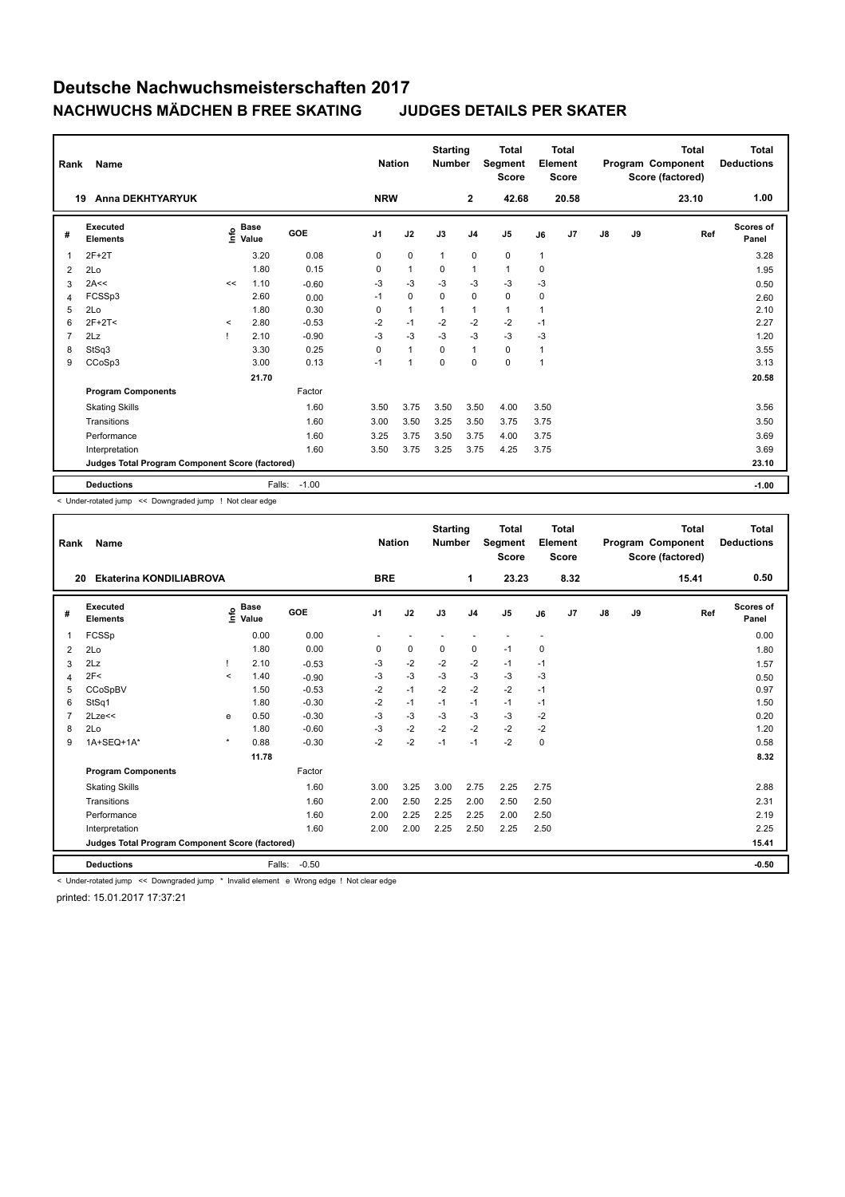# Deutsche Nachwuchsmeisterschaften 2017

## NACHWUCHS MÄDCHEN B FREE SKATING     JUDGES DETAILS PER SKATER

| Rank | Name | Nation | Starting Number | Total Segment Score | Total Element Score | Total Program Component Score (factored) | Total Deductions |
|---|---|---|---|---|---|---|---|
| 19 | Anna DEKHTYARYUK | NRW | 2 | 42.68 | 20.58 | 23.10 | 1.00 |

| # | Executed Elements | Info | Base Value | GOE | J1 | J2 | J3 | J4 | J5 | J6 | J7 | J8 | J9 | Ref | Scores of Panel |
|---|---|---|---|---|---|---|---|---|---|---|---|---|---|---|---|
| 1 | 2F+2T | | 3.20 | 0.08 | 0 | 0 | 1 | 0 | 0 | 1 | | | | | 3.28 |
| 2 | 2Lo | | 1.80 | 0.15 | 0 | 1 | 0 | 1 | 1 | 0 | | | | | 1.95 |
| 3 | 2A<< | << | 1.10 | -0.60 | -3 | -3 | -3 | -3 | -3 | -3 | | | | | 0.50 |
| 4 | FCSSp3 | | 2.60 | 0.00 | -1 | 0 | 0 | 0 | 0 | 0 | | | | | 2.60 |
| 5 | 2Lo | | 1.80 | 0.30 | 0 | 1 | 1 | 1 | 1 | 1 | | | | | 2.10 |
| 6 | 2F+2T< | < | 2.80 | -0.53 | -2 | -1 | -2 | -2 | -2 | -1 | | | | | 2.27 |
| 7 | 2Lz | ! | 2.10 | -0.90 | -3 | -3 | -3 | -3 | -3 | -3 | | | | | 1.20 |
| 8 | StSq3 | | 3.30 | 0.25 | 0 | 1 | 0 | 1 | 0 | 1 | | | | | 3.55 |
| 9 | CCoSp3 | | 3.00 | 0.13 | -1 | 1 | 0 | 0 | 0 | 1 | | | | | 3.13 |
| | | | 21.70 | | | | | | | | | | | | 20.58 |
| | **Program Components** | | | Factor | | | | | | | | | | | |
| | Skating Skills | | | 1.60 | 3.50 | 3.75 | 3.50 | 3.50 | 4.00 | 3.50 | | | | | 3.56 |
| | Transitions | | | 1.60 | 3.00 | 3.50 | 3.25 | 3.50 | 3.75 | 3.75 | | | | | 3.50 |
| | Performance | | | 1.60 | 3.25 | 3.75 | 3.50 | 3.75 | 4.00 | 3.75 | | | | | 3.69 |
| | Interpretation | | | 1.60 | 3.50 | 3.75 | 3.25 | 3.75 | 4.25 | 3.75 | | | | | 3.69 |
| | **Judges Total Program Component Score (factored)** | | | | | | | | | | | | | | 23.10 |
| | **Deductions** | | Falls: | -1.00 | | | | | | | | | | | -1.00 |

< Under-rotated jump << Downgraded jump ! Not clear edge

| Rank | Name | Nation | Starting Number | Total Segment Score | Total Element Score | Total Program Component Score (factored) | Total Deductions |
|---|---|---|---|---|---|---|---|
| 20 | Ekaterina KONDILIABROVA | BRE | 1 | 23.23 | 8.32 | 15.41 | 0.50 |

| # | Executed Elements | Info | Base Value | GOE | J1 | J2 | J3 | J4 | J5 | J6 | J7 | J8 | J9 | Ref | Scores of Panel |
|---|---|---|---|---|---|---|---|---|---|---|---|---|---|---|---|
| 1 | FCSSp | | 0.00 | 0.00 | - | - | - | - | - | - | | | | | 0.00 |
| 2 | 2Lo | | 1.80 | 0.00 | 0 | 0 | 0 | 0 | -1 | 0 | | | | | 1.80 |
| 3 | 2Lz | ! | 2.10 | -0.53 | -3 | -2 | -2 | -2 | -1 | -1 | | | | | 1.57 |
| 4 | 2F< | < | 1.40 | -0.90 | -3 | -3 | -3 | -3 | -3 | -3 | | | | | 0.50 |
| 5 | CCoSpBV | | 1.50 | -0.53 | -2 | -1 | -2 | -2 | -2 | -1 | | | | | 0.97 |
| 6 | StSq1 | | 1.80 | -0.30 | -2 | -1 | -1 | -1 | -1 | -1 | | | | | 1.50 |
| 7 | 2Lze<< | e | 0.50 | -0.30 | -3 | -3 | -3 | -3 | -3 | -2 | | | | | 0.20 |
| 8 | 2Lo | | 1.80 | -0.60 | -3 | -2 | -2 | -2 | -2 | -2 | | | | | 1.20 |
| 9 | 1A+SEQ+1A* | * | 0.88 | -0.30 | -2 | -2 | -1 | -1 | -2 | 0 | | | | | 0.58 |
| | | | 11.78 | | | | | | | | | | | | 8.32 |
| | **Program Components** | | | Factor | | | | | | | | | | | |
| | Skating Skills | | | 1.60 | 3.00 | 3.25 | 3.00 | 2.75 | 2.25 | 2.75 | | | | | 2.88 |
| | Transitions | | | 1.60 | 2.00 | 2.50 | 2.25 | 2.00 | 2.50 | 2.50 | | | | | 2.31 |
| | Performance | | | 1.60 | 2.00 | 2.25 | 2.25 | 2.25 | 2.00 | 2.50 | | | | | 2.19 |
| | Interpretation | | | 1.60 | 2.00 | 2.00 | 2.25 | 2.50 | 2.25 | 2.50 | | | | | 2.25 |
| | **Judges Total Program Component Score (factored)** | | | | | | | | | | | | | | 15.41 |
| | **Deductions** | | Falls: | -0.50 | | | | | | | | | | | -0.50 |

< Under-rotated jump << Downgraded jump * Invalid element e Wrong edge ! Not clear edge

printed: 15.01.2017 17:37:21